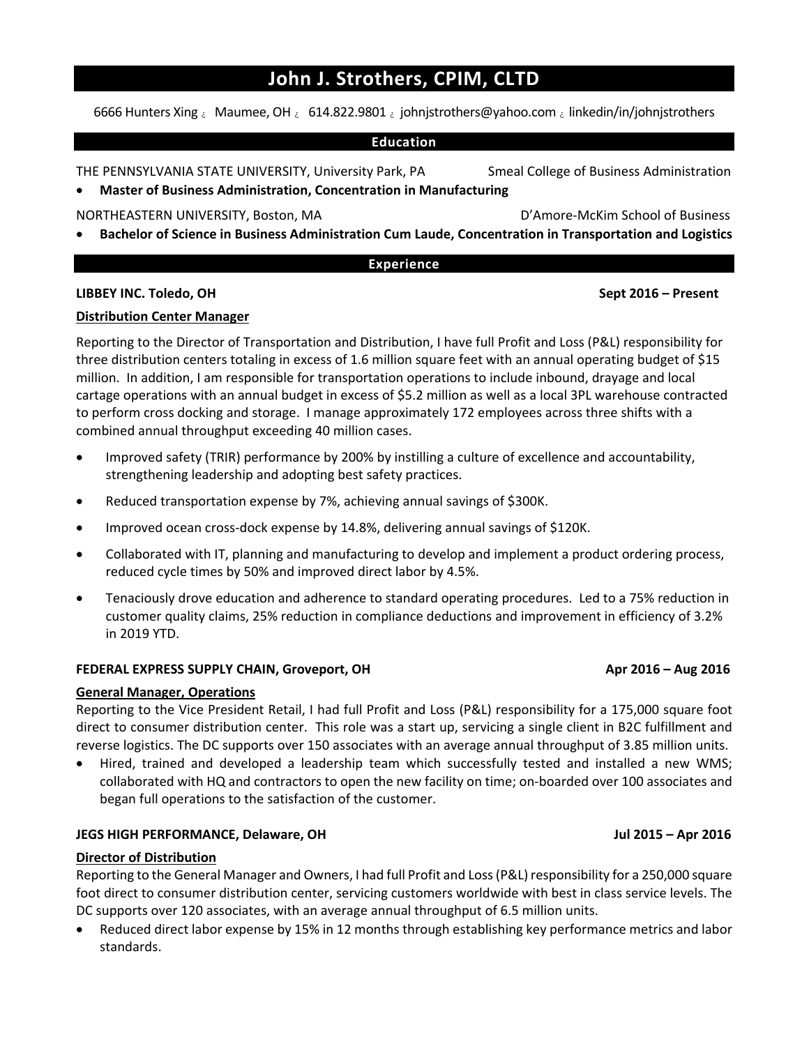# John J. Strothers, CPIM, CLTD

6666 Hunters Xing ¿ Maumee, OH ¿ 614.822.9801 ¿ johnjstrothers@yahoo.com ¿ linkedin/in/johnjstrothers

## Education

THE PENNSYLVANIA STATE UNIVERSITY, University Park, PA — Smeal College of Business Administration

- **Master of Business Administration, Concentration in Manufacturing**

NORTHEASTERN UNIVERSITY, Boston, MA — D'Amore-McKim School of Business

- **Bachelor of Science in Business Administration Cum Laude, Concentration in Transportation and Logistics**

## Experience

**LIBBEY INC. Toledo, OH** — **Sept 2016 – Present**

**Distribution Center Manager**

Reporting to the Director of Transportation and Distribution, I have full Profit and Loss (P&L) responsibility for three distribution centers totaling in excess of 1.6 million square feet with an annual operating budget of $15 million. In addition, I am responsible for transportation operations to include inbound, drayage and local cartage operations with an annual budget in excess of $5.2 million as well as a local 3PL warehouse contracted to perform cross docking and storage. I manage approximately 172 employees across three shifts with a combined annual throughput exceeding 40 million cases.

- Improved safety (TRIR) performance by 200% by instilling a culture of excellence and accountability, strengthening leadership and adopting best safety practices.
- Reduced transportation expense by 7%, achieving annual savings of $300K.
- Improved ocean cross-dock expense by 14.8%, delivering annual savings of $120K.
- Collaborated with IT, planning and manufacturing to develop and implement a product ordering process, reduced cycle times by 50% and improved direct labor by 4.5%.
- Tenaciously drove education and adherence to standard operating procedures. Led to a 75% reduction in customer quality claims, 25% reduction in compliance deductions and improvement in efficiency of 3.2% in 2019 YTD.

**FEDERAL EXPRESS SUPPLY CHAIN, Groveport, OH** — **Apr 2016 – Aug 2016**

**General Manager, Operations**

Reporting to the Vice President Retail, I had full Profit and Loss (P&L) responsibility for a 175,000 square foot direct to consumer distribution center. This role was a start up, servicing a single client in B2C fulfillment and reverse logistics. The DC supports over 150 associates with an average annual throughput of 3.85 million units.

- Hired, trained and developed a leadership team which successfully tested and installed a new WMS; collaborated with HQ and contractors to open the new facility on time; on-boarded over 100 associates and began full operations to the satisfaction of the customer.

**JEGS HIGH PERFORMANCE, Delaware, OH** — **Jul 2015 – Apr 2016**

**Director of Distribution**

Reporting to the General Manager and Owners, I had full Profit and Loss (P&L) responsibility for a 250,000 square foot direct to consumer distribution center, servicing customers worldwide with best in class service levels. The DC supports over 120 associates, with an average annual throughput of 6.5 million units.

- Reduced direct labor expense by 15% in 12 months through establishing key performance metrics and labor standards.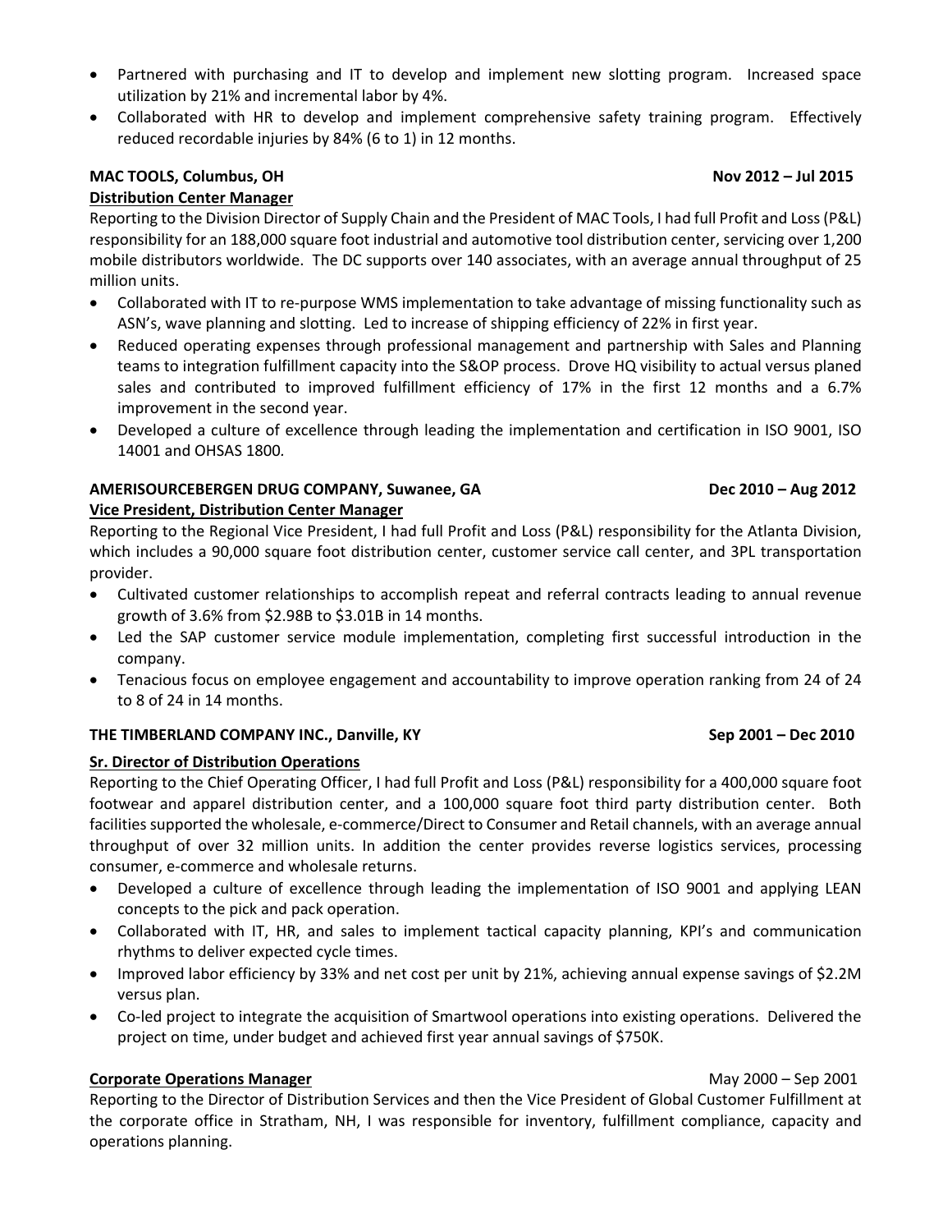- Partnered with purchasing and IT to develop and implement new slotting program. Increased space utilization by 21% and incremental labor by 4%.
- Collaborated with HR to develop and implement comprehensive safety training program. Effectively reduced recordable injuries by 84% (6 to 1) in 12 months.

**MAC TOOLS, Columbus, OH** **Nov 2012 – Jul 2015**
**Distribution Center Manager**
Reporting to the Division Director of Supply Chain and the President of MAC Tools, I had full Profit and Loss (P&L) responsibility for an 188,000 square foot industrial and automotive tool distribution center, servicing over 1,200 mobile distributors worldwide. The DC supports over 140 associates, with an average annual throughput of 25 million units.

- Collaborated with IT to re-purpose WMS implementation to take advantage of missing functionality such as ASN's, wave planning and slotting. Led to increase of shipping efficiency of 22% in first year.
- Reduced operating expenses through professional management and partnership with Sales and Planning teams to integration fulfillment capacity into the S&OP process. Drove HQ visibility to actual versus planed sales and contributed to improved fulfillment efficiency of 17% in the first 12 months and a 6.7% improvement in the second year.
- Developed a culture of excellence through leading the implementation and certification in ISO 9001, ISO 14001 and OHSAS 1800*.*

**AMERISOURCEBERGEN DRUG COMPANY, Suwanee, GA** **Dec 2010 – Aug 2012**
**Vice President, Distribution Center Manager**
Reporting to the Regional Vice President, I had full Profit and Loss (P&L) responsibility for the Atlanta Division, which includes a 90,000 square foot distribution center, customer service call center, and 3PL transportation provider.

- Cultivated customer relationships to accomplish repeat and referral contracts leading to annual revenue growth of 3.6% from $2.98B to $3.01B in 14 months.
- Led the SAP customer service module implementation, completing first successful introduction in the company.
- Tenacious focus on employee engagement and accountability to improve operation ranking from 24 of 24 to 8 of 24 in 14 months.

**THE TIMBERLAND COMPANY INC., Danville, KY** **Sep 2001 – Dec 2010**

**Sr. Director of Distribution Operations**
Reporting to the Chief Operating Officer, I had full Profit and Loss (P&L) responsibility for a 400,000 square foot footwear and apparel distribution center, and a 100,000 square foot third party distribution center. Both facilities supported the wholesale, e-commerce/Direct to Consumer and Retail channels, with an average annual throughput of over 32 million units. In addition the center provides reverse logistics services, processing consumer, e-commerce and wholesale returns.

- Developed a culture of excellence through leading the implementation of ISO 9001 and applying LEAN concepts to the pick and pack operation.
- Collaborated with IT, HR, and sales to implement tactical capacity planning, KPI's and communication rhythms to deliver expected cycle times.
- Improved labor efficiency by 33% and net cost per unit by 21%, achieving annual expense savings of $2.2M versus plan.
- Co-led project to integrate the acquisition of Smartwool operations into existing operations. Delivered the project on time, under budget and achieved first year annual savings of $750K.

**Corporate Operations Manager** May 2000 – Sep 2001
Reporting to the Director of Distribution Services and then the Vice President of Global Customer Fulfillment at the corporate office in Stratham, NH, I was responsible for inventory, fulfillment compliance, capacity and operations planning.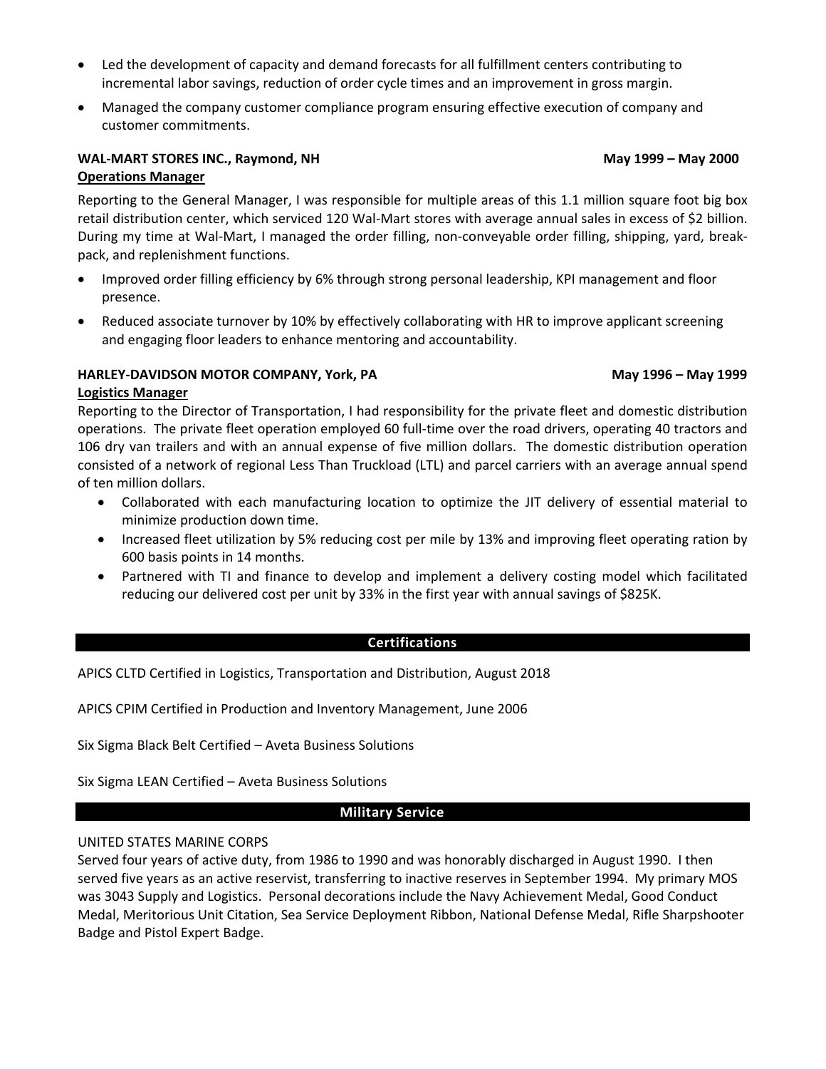- Led the development of capacity and demand forecasts for all fulfillment centers contributing to incremental labor savings, reduction of order cycle times and an improvement in gross margin.
- Managed the company customer compliance program ensuring effective execution of company and customer commitments.

**WAL-MART STORES INC., Raymond, NH** **May 1999 – May 2000**
**Operations Manager**

Reporting to the General Manager, I was responsible for multiple areas of this 1.1 million square foot big box retail distribution center, which serviced 120 Wal-Mart stores with average annual sales in excess of $2 billion. During my time at Wal-Mart, I managed the order filling, non-conveyable order filling, shipping, yard, break-pack, and replenishment functions.

- Improved order filling efficiency by 6% through strong personal leadership, KPI management and floor presence.
- Reduced associate turnover by 10% by effectively collaborating with HR to improve applicant screening and engaging floor leaders to enhance mentoring and accountability.

**HARLEY-DAVIDSON MOTOR COMPANY, York, PA** **May 1996 – May 1999**
**Logistics Manager**

Reporting to the Director of Transportation, I had responsibility for the private fleet and domestic distribution operations. The private fleet operation employed 60 full-time over the road drivers, operating 40 tractors and 106 dry van trailers and with an annual expense of five million dollars. The domestic distribution operation consisted of a network of regional Less Than Truckload (LTL) and parcel carriers with an average annual spend of ten million dollars.

- Collaborated with each manufacturing location to optimize the JIT delivery of essential material to minimize production down time.
- Increased fleet utilization by 5% reducing cost per mile by 13% and improving fleet operating ration by 600 basis points in 14 months.
- Partnered with TI and finance to develop and implement a delivery costing model which facilitated reducing our delivered cost per unit by 33% in the first year with annual savings of $825K.

## Certifications

APICS CLTD Certified in Logistics, Transportation and Distribution, August 2018

APICS CPIM Certified in Production and Inventory Management, June 2006

Six Sigma Black Belt Certified – Aveta Business Solutions

Six Sigma LEAN Certified – Aveta Business Solutions

## Military Service

UNITED STATES MARINE CORPS

Served four years of active duty, from 1986 to 1990 and was honorably discharged in August 1990. I then served five years as an active reservist, transferring to inactive reserves in September 1994. My primary MOS was 3043 Supply and Logistics. Personal decorations include the Navy Achievement Medal, Good Conduct Medal, Meritorious Unit Citation, Sea Service Deployment Ribbon, National Defense Medal, Rifle Sharpshooter Badge and Pistol Expert Badge.